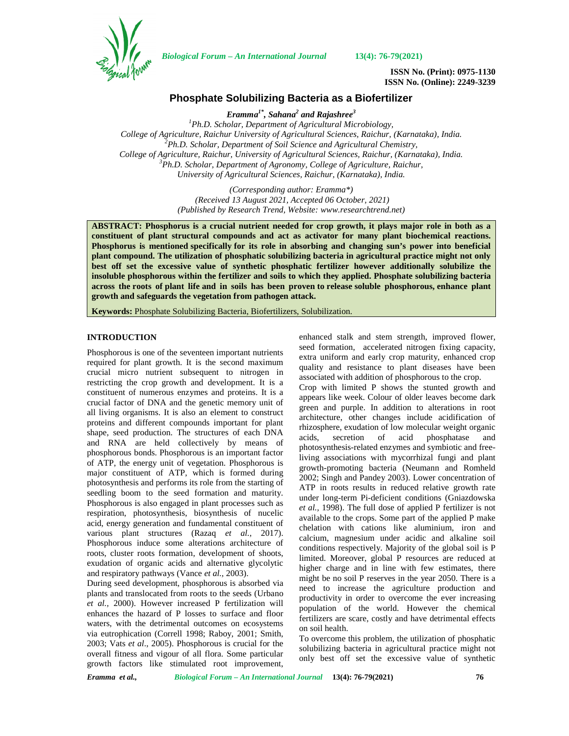# Phosphate Solubilizing Bacteria as a Biofertilizer

***Eramma[1*], Sahana[2] and Rajashree[3]***

[1]*Ph.D. Scholar, Department of Agricultural Microbiology,*
*College of Agriculture, Raichur University of Agricultural Sciences, Raichur, (Karnataka), India.*
[2]*Ph.D. Scholar, Department of Soil Science and Agricultural Chemistry,*
*College of Agriculture, Raichur, University of Agricultural Sciences, Raichur, (Karnataka), India.*
[3]*Ph.D. Scholar, Department of Agronomy, College of Agriculture, Raichur,*
*University of Agricultural Sciences, Raichur, (Karnataka), India.*

*(Corresponding author: Eramma\*)*
*(Received 13 August 2021, Accepted 06 October, 2021)*
*(Published by Research Trend, Website: www.researchtrend.net)*

**ABSTRACT: Phosphorus is a crucial nutrient needed for crop growth, it plays major role in both as a constituent of plant structural compounds and act as activator for many plant biochemical reactions. Phosphorus is mentioned specifically for its role in absorbing and changing sun's power into beneficial plant compound. The utilization of phosphatic solubilizing bacteria in agricultural practice might not only best off set the excessive value of synthetic phosphatic fertilizer however additionally solubilize the insoluble phosphorous within the fertilizer and soils to which they applied. Phosphate solubilizing bacteria across the roots of plant life and in soils has been proven to release soluble phosphorous, enhance plant growth and safeguards the vegetation from pathogen attack.**

**Keywords:** Phosphate Solubilizing Bacteria, Biofertilizers, Solubilization.

## INTRODUCTION

Phosphorous is one of the seventeen important nutrients required for plant growth. It is the second maximum crucial micro nutrient subsequent to nitrogen in restricting the crop growth and development. It is a constituent of numerous enzymes and proteins. It is a crucial factor of DNA and the genetic memory unit of all living organisms. It is also an element to construct proteins and different compounds important for plant shape, seed production. The structures of each DNA and RNA are held collectively by means of phosphorous bonds. Phosphorous is an important factor of ATP, the energy unit of vegetation. Phosphorous is major constituent of ATP, which is formed during photosynthesis and performs its role from the starting of seedling boom to the seed formation and maturity. Phosphorous is also engaged in plant processes such as respiration, photosynthesis, biosynthesis of nucelic acid, energy generation and fundamental constituent of various plant structures (Razaq *et al.,* 2017). Phosphorous induce some alterations architecture of roots, cluster roots formation, development of shoots, exudation of organic acids and alternative glycolytic and respiratory pathways (Vance *et al.,* 2003).

During seed development, phosphorous is absorbed via plants and translocated from roots to the seeds (Urbano *et al.,* 2000). However increased P fertilization will enhances the hazard of P losses to surface and floor waters, with the detrimental outcomes on ecosystems via eutrophication (Correll 1998; Raboy, 2001; Smith, 2003; Vats *et al*., 2005). Phosphorous is crucial for the overall fitness and vigour of all flora. Some particular growth factors like stimulated root improvement, enhanced stalk and stem strength, improved flower, seed formation, accelerated nitrogen fixing capacity, extra uniform and early crop maturity, enhanced crop quality and resistance to plant diseases have been associated with addition of phosphorous to the crop.

Crop with limited P shows the stunted growth and appears like week. Colour of older leaves become dark green and purple. In addition to alterations in root architecture, other changes include acidification of rhizosphere, exudation of low molecular weight organic acids, secretion of acid phosphatase and photosynthesis-related enzymes and symbiotic and free-living associations with mycorrhizal fungi and plant growth-promoting bacteria (Neumann and Romheld 2002; Singh and Pandey 2003). Lower concentration of ATP in roots results in reduced relative growth rate under long-term Pi-deficient conditions (Gniazdowska *et al.,* 1998). The full dose of applied P fertilizer is not available to the crops. Some part of the applied P make chelation with cations like aluminium, iron and calcium, magnesium under acidic and alkaline soil conditions respectively. Majority of the global soil is P limited. Moreover, global P resources are reduced at higher charge and in line with few estimates, there might be no soil P reserves in the year 2050. There is a need to increase the agriculture production and productivity in order to overcome the ever increasing population of the world. However the chemical fertilizers are scare, costly and have detrimental effects on soil health.

To overcome this problem, the utilization of phosphatic solubilizing bacteria in agricultural practice might not only best off set the excessive value of synthetic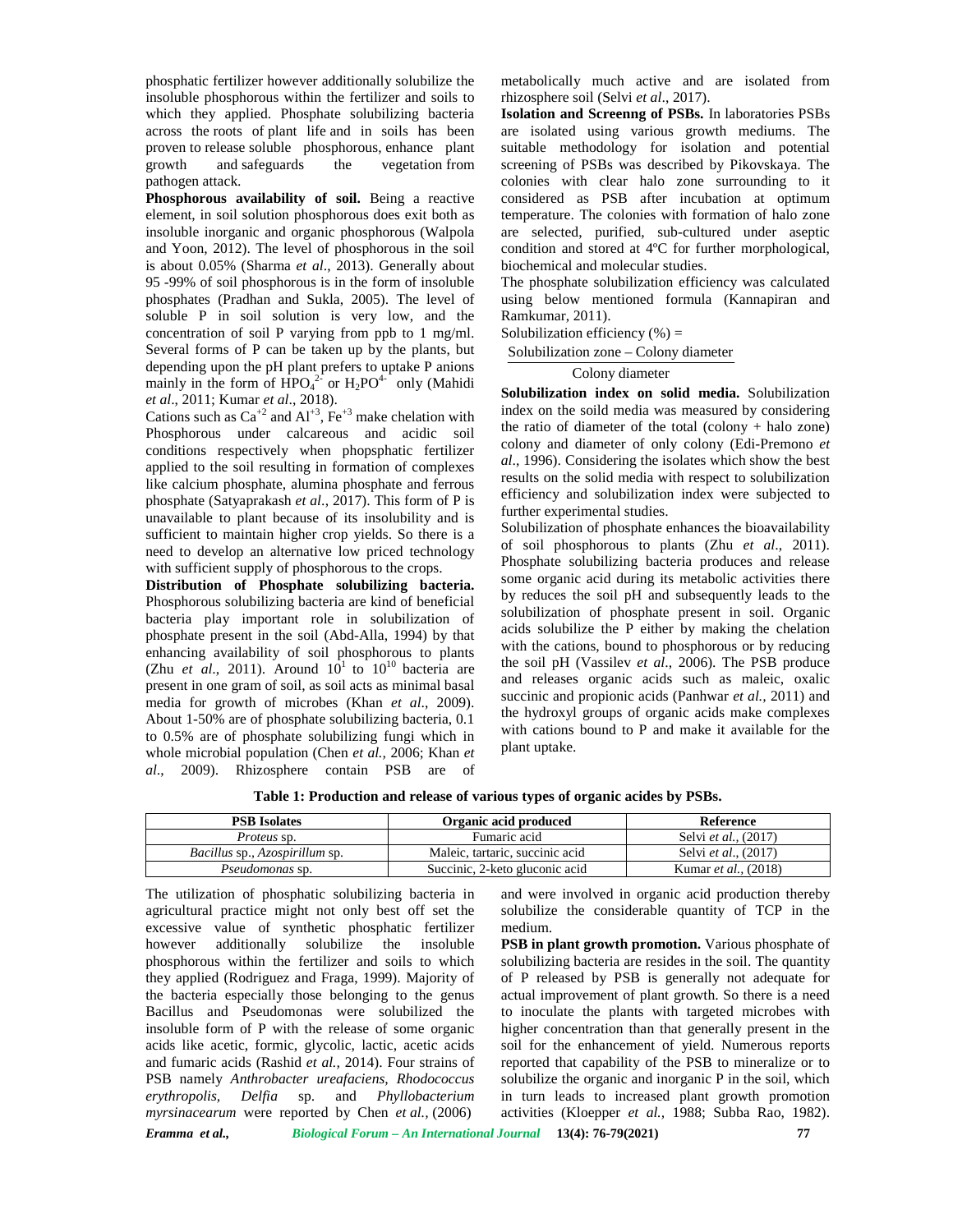phosphatic fertilizer however additionally solubilize the insoluble phosphorous within the fertilizer and soils to which they applied. Phosphate solubilizing bacteria across the roots of plant life and in soils has been proven to release soluble phosphorous, enhance plant growth and safeguards the vegetation from pathogen attack.

**Phosphorous availability of soil.** Being a reactive element, in soil solution phosphorous does exit both as insoluble inorganic and organic phosphorous (Walpola and Yoon, 2012). The level of phosphorous in the soil is about 0.05% (Sharma *et al*., 2013). Generally about 95 -99% of soil phosphorous is in the form of insoluble phosphates (Pradhan and Sukla, 2005). The level of soluble P in soil solution is very low, and the concentration of soil P varying from ppb to 1 mg/ml. Several forms of P can be taken up by the plants, but depending upon the pH plant prefers to uptake P anions mainly in the form of $HPO_4^{2-}$ or $H_2PO^{4-}$ only (Mahidi *et al*., 2011; Kumar *et al*., 2018).

Cations such as $Ca^{+2}$ and $Al^{+3}$, $Fe^{+3}$ make chelation with Phosphorous under calcareous and acidic soil conditions respectively when phopsphatic fertilizer applied to the soil resulting in formation of complexes like calcium phosphate, alumina phosphate and ferrous phosphate (Satyaprakash *et al.,* 2017). This form of P is unavailable to plant because of its insolubility and is sufficient to maintain higher crop yields. So there is a need to develop an alternative low priced technology with sufficient supply of phosphorous to the crops.

**Distribution of Phosphate solubilizing bacteria.** Phosphorous solubilizing bacteria are kind of beneficial bacteria play important role in solubilization of phosphate present in the soil (Abd-Alla, 1994) by that enhancing availability of soil phosphorous to plants (Zhu *et al*., 2011). Around $10^1$ to $10^{10}$ bacteria are present in one gram of soil, as soil acts as minimal basal media for growth of microbes (Khan *et al*., 2009). About 1-50% are of phosphate solubilizing bacteria, 0.1 to 0.5% are of phosphate solubilizing fungi which in whole microbial population (Chen *et al.,* 2006; Khan *et al.,* 2009). Rhizosphere contain PSB are of metabolically much active and are isolated from rhizosphere soil (Selvi *et al*., 2017).

**Isolation and Screenng of PSBs.** In laboratories PSBs are isolated using various growth mediums. The suitable methodology for isolation and potential screening of PSBs was described by Pikovskaya. The colonies with clear halo zone surrounding to it considered as PSB after incubation at optimum temperature. The colonies with formation of halo zone are selected, purified, sub-cultured under aseptic condition and stored at 4ºC for further morphological, biochemical and molecular studies.

The phosphate solubilization efficiency was calculated using below mentioned formula (Kannapiran and Ramkumar, 2011).

$$\text{Solubilization efficiency (\%)} = \frac{\text{Solubilization zone} - \text{Colony diameter}}{\text{Colony diameter}}$$

**Solubilization index on solid media.** Solubilization index on the soild media was measured by considering the ratio of diameter of the total (colony + halo zone) colony and diameter of only colony (Edi-Premono *et al*., 1996). Considering the isolates which show the best results on the solid media with respect to solubilization efficiency and solubilization index were subjected to further experimental studies.

Solubilization of phosphate enhances the bioavailability of soil phosphorous to plants (Zhu *et al*., 2011). Phosphate solubilizing bacteria produces and release some organic acid during its metabolic activities there by reduces the soil pH and subsequently leads to the solubilization of phosphate present in soil. Organic acids solubilize the P either by making the chelation with the cations, bound to phosphorous or by reducing the soil pH (Vassilev *et al*., 2006). The PSB produce and releases organic acids such as maleic, oxalic succinic and propionic acids (Panhwar *et al.,* 2011) and the hydroxyl groups of organic acids make complexes with cations bound to P and make it available for the plant uptake.

**Table 1: Production and release of various types of organic acides by PSBs.**

| PSB Isolates | Organic acid produced | Reference |
|---|---|---|
| *Proteus* sp. | Fumaric acid | Selvi *et al.,* (2017) |
| *Bacillus* sp., *Azospirillum* sp. | Maleic, tartaric, succinic acid | Selvi *et al.,* (2017) |
| *Pseudomonas* sp. | Succinic, 2-keto gluconic acid | Kumar *et al.,* (2018) |

The utilization of phosphatic solubilizing bacteria in agricultural practice might not only best off set the excessive value of synthetic phosphatic fertilizer however additionally solubilize the insoluble phosphorous within the fertilizer and soils to which they applied (Rodriguez and Fraga, 1999). Majority of the bacteria especially those belonging to the genus Bacillus and Pseudomonas were solubilized the insoluble form of P with the release of some organic acids like acetic, formic, glycolic, lactic, acetic acids and fumaric acids (Rashid *et al.,* 2014). Four strains of PSB namely *Anthrobacter ureafaciens, Rhodococcus erythropolis, Delfia* sp. and *Phyllobacterium myrsinacearum* were reported by Chen *et al.,* (2006) and were involved in organic acid production thereby solubilize the considerable quantity of TCP in the medium.

**PSB in plant growth promotion.** Various phosphate of solubilizing bacteria are resides in the soil. The quantity of P released by PSB is generally not adequate for actual improvement of plant growth. So there is a need to inoculate the plants with targeted microbes with higher concentration than that generally present in the soil for the enhancement of yield. Numerous reports reported that capability of the PSB to mineralize or to solubilize the organic and inorganic P in the soil, which in turn leads to increased plant growth promotion activities (Kloepper *et al.,* 1988; Subba Rao, 1982).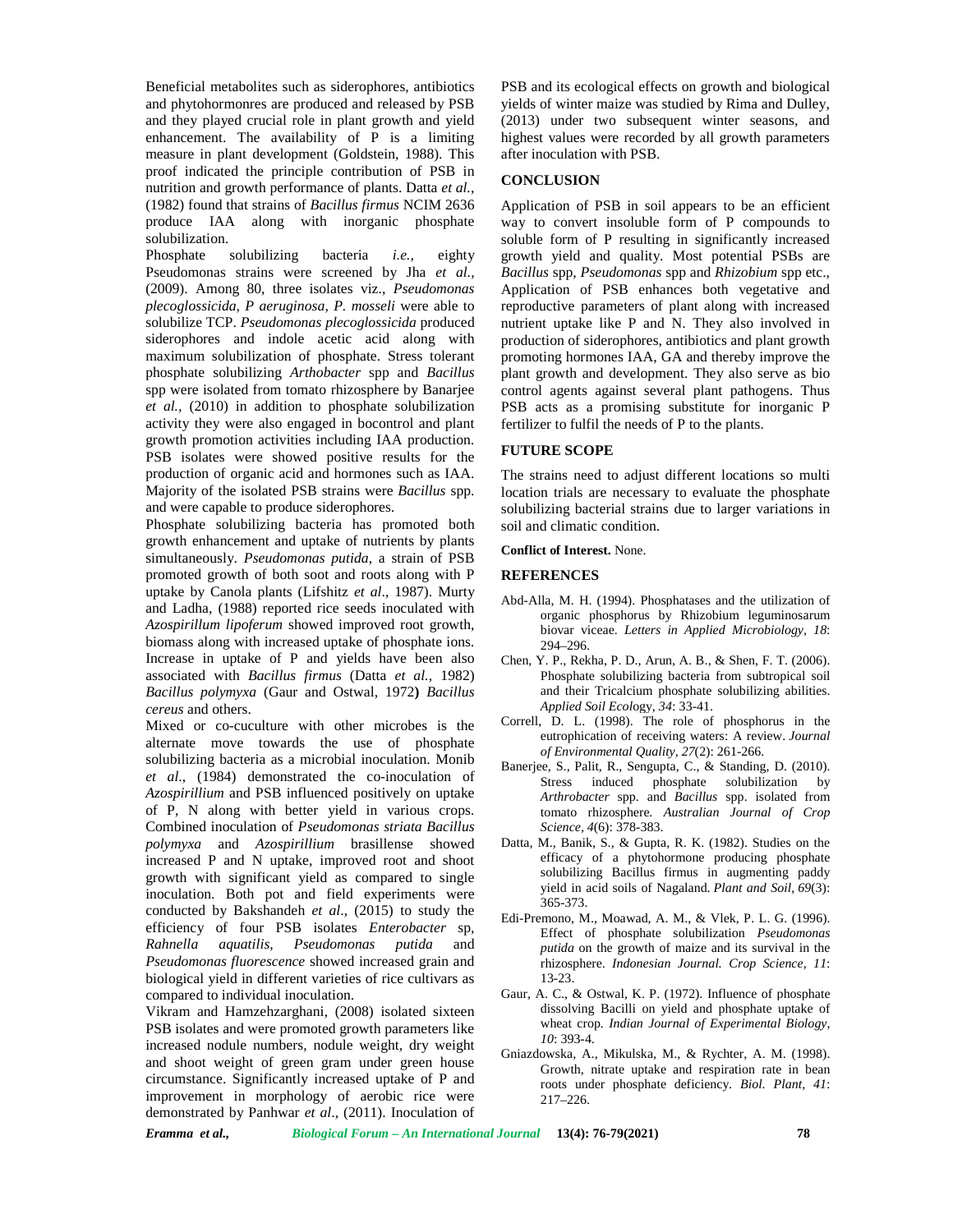Beneficial metabolites such as siderophores, antibiotics and phytohormonres are produced and released by PSB and they played crucial role in plant growth and yield enhancement. The availability of P is a limiting measure in plant development (Goldstein, 1988). This proof indicated the principle contribution of PSB in nutrition and growth performance of plants. Datta *et al.,* (1982) found that strains of *Bacillus firmus* NCIM 2636 produce IAA along with inorganic phosphate solubilization.

Phosphate solubilizing bacteria *i.e.,* eighty Pseudomonas strains were screened by Jha *et al.,* (2009). Among 80, three isolates viz., *Pseudomonas plecoglossicida, P aeruginosa, P. mosseli* were able to solubilize TCP. *Pseudomonas plecoglossicida* produced siderophores and indole acetic acid along with maximum solubilization of phosphate. Stress tolerant phosphate solubilizing *Arthobacter* spp and *Bacillus* spp were isolated from tomato rhizosphere by Banarjee *et al.,* (2010) in addition to phosphate solubilization activity they were also engaged in bocontrol and plant growth promotion activities including IAA production. PSB isolates were showed positive results for the production of organic acid and hormones such as IAA. Majority of the isolated PSB strains were *Bacillus* spp. and were capable to produce siderophores.

Phosphate solubilizing bacteria has promoted both growth enhancement and uptake of nutrients by plants simultaneously. *Pseudomonas putida*, a strain of PSB promoted growth of both soot and roots along with P uptake by Canola plants (Lifshitz *et al*., 1987). Murty and Ladha, (1988) reported rice seeds inoculated with *Azospirillum lipoferum* showed improved root growth, biomass along with increased uptake of phosphate ions. Increase in uptake of P and yields have been also associated with *Bacillus firmus* (Datta *et al.,* 1982) *Bacillus polymyxa* (Gaur and Ostwal, 1972**)** *Bacillus cereus* and others.

Mixed or co-cuculture with other microbes is the alternate move towards the use of phosphate solubilizing bacteria as a microbial inoculation. Monib *et al*., (1984) demonstrated the co-inoculation of *Azospirillium* and PSB influenced positively on uptake of P, N along with better yield in various crops. Combined inoculation of *Pseudomonas striata Bacillus polymyxa* and *Azospirillium* brasillense showed increased P and N uptake, improved root and shoot growth with significant yield as compared to single inoculation. Both pot and field experiments were conducted by Bakshandeh *et al*., (2015) to study the efficiency of four PSB isolates *Enterobacter* sp, *Rahnella aquatilis, Pseudomonas putida* and *Pseudomonas fluorescence* showed increased grain and biological yield in different varieties of rice cultivars as compared to individual inoculation.

Vikram and Hamzehzarghani, (2008) isolated sixteen PSB isolates and were promoted growth parameters like increased nodule numbers, nodule weight, dry weight and shoot weight of green gram under green house circumstance. Significantly increased uptake of P and improvement in morphology of aerobic rice were demonstrated by Panhwar *et al*., (2011). Inoculation of PSB and its ecological effects on growth and biological yields of winter maize was studied by Rima and Dulley, (2013) under two subsequent winter seasons, and highest values were recorded by all growth parameters after inoculation with PSB.

## CONCLUSION

Application of PSB in soil appears to be an efficient way to convert insoluble form of P compounds to soluble form of P resulting in significantly increased growth yield and quality. Most potential PSBs are *Bacillus* spp, *Pseudomonas* spp and *Rhizobium* spp etc., Application of PSB enhances both vegetative and reproductive parameters of plant along with increased nutrient uptake like P and N. They also involved in production of siderophores, antibiotics and plant growth promoting hormones IAA, GA and thereby improve the plant growth and development. They also serve as bio control agents against several plant pathogens. Thus PSB acts as a promising substitute for inorganic P fertilizer to fulfil the needs of P to the plants.

## FUTURE SCOPE

The strains need to adjust different locations so multi location trials are necessary to evaluate the phosphate solubilizing bacterial strains due to larger variations in soil and climatic condition.

**Conflict of Interest.** None.

## REFERENCES

Abd-Alla, M. H. (1994). Phosphatases and the utilization of organic phosphorus by Rhizobium leguminosarum biovar viceae. *Letters in Applied Microbiology*, *18*: 294–296.

Chen, Y. P., Rekha, P. D., Arun, A. B., & Shen, F. T. (2006). Phosphate solubilizing bacteria from subtropical soil and their Tricalcium phosphate solubilizing abilities. *Applied Soil Ecolo*gy, *34*: 33-41.

Correll, D. L. (1998). The role of phosphorus in the eutrophication of receiving waters: A review. *Journal of Environmental Quality*, *27*(2): 261-266.

Banerjee, S., Palit, R., Sengupta, C., & Standing, D. (2010). Stress induced phosphate solubilization by *Arthrobacter* spp. and *Bacillus* spp. isolated from tomato rhizosphere. *Australian Journal of Crop Science*, *4*(6): 378-383.

Datta, M., Banik, S., & Gupta, R. K. (1982). Studies on the efficacy of a phytohormone producing phosphate solubilizing Bacillus firmus in augmenting paddy yield in acid soils of Nagaland. *Plant and Soil*, *69*(3): 365-373.

Edi-Premono, M., Moawad, A. M., & Vlek, P. L. G. (1996). Effect of phosphate solubilization *Pseudomonas putida* on the growth of maize and its survival in the rhizosphere. *Indonesian Journal. Crop Science, 11*: 13-23.

Gaur, A. C., & Ostwal, K. P. (1972). Influence of phosphate dissolving Bacilli on yield and phosphate uptake of wheat crop. *Indian Journal of Experimental Biology, 10*: 393-4.

Gniazdowska, A., Mikulska, M., & Rychter, A. M. (1998). Growth, nitrate uptake and respiration rate in bean roots under phosphate deficiency. *Biol. Plant, 41*: 217–226.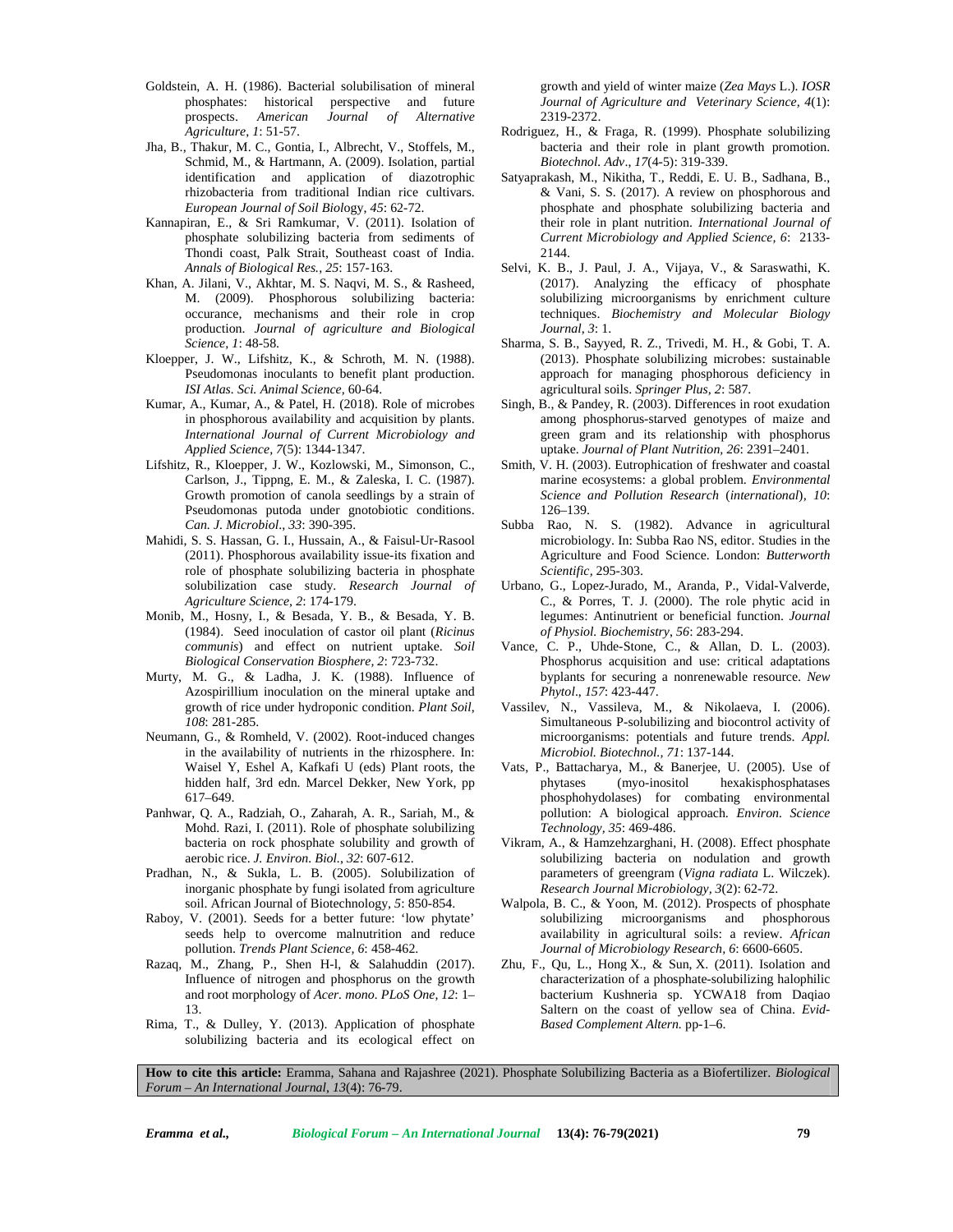Goldstein, A. H. (1986). Bacterial solubilisation of mineral phosphates: historical perspective and future prospects. *American Journal of Alternative Agriculture*, *1*: 51-57.

Jha, B., Thakur, M. C., Gontia, I., Albrecht, V., Stoffels, M., Schmid, M., & Hartmann, A. (2009). Isolation, partial identification and application of diazotrophic rhizobacteria from traditional Indian rice cultivars. *European Journal of Soil Biol*ogy, *45*: 62-72.

Kannapiran, E., & Sri Ramkumar, V. (2011). Isolation of phosphate solubilizing bacteria from sediments of Thondi coast, Palk Strait, Southeast coast of India. *Annals of Biological Res.*, *25*: 157-163.

Khan, A. Jilani, V., Akhtar, M. S. Naqvi, M. S., & Rasheed, M. (2009). Phosphorous solubilizing bacteria: occurance, mechanisms and their role in crop production. *Journal of agriculture and Biological Science*, *1*: 48-58.

Kloepper, J. W., Lifshitz, K., & Schroth, M. N. (1988). Pseudomonas inoculants to benefit plant production. *ISI Atlas. Sci. Animal Science,* 60-64.

Kumar, A., Kumar, A., & Patel, H. (2018). Role of microbes in phosphorous availability and acquisition by plants. *International Journal of Current Microbiology and Applied Science, 7*(5): 1344-1347.

Lifshitz, R., Kloepper, J. W., Kozlowski, M., Simonson, C., Carlson, J., Tippng, E. M., & Zaleska, I. C. (1987). Growth promotion of canola seedlings by a strain of Pseudomonas putoda under gnotobiotic conditions. *Can. J. Microbiol*., *33*: 390-395.

Mahidi, S. S. Hassan, G. I., Hussain, A., & Faisul-Ur-Rasool (2011). Phosphorous availability issue-its fixation and role of phosphate solubilizing bacteria in phosphate solubilization case study. *Research Journal of Agriculture Science*, *2*: 174-179.

Monib, M., Hosny, I., & Besada, Y. B., & Besada, Y. B. (1984). Seed inoculation of castor oil plant (*Ricinus communis*) and effect on nutrient uptake. *Soil Biological Conservation Biosphere, 2*: 723-732.

Murty, M. G., & Ladha, J. K. (1988). Influence of Azospirillium inoculation on the mineral uptake and growth of rice under hydroponic condition. *Plant Soil, 108*: 281-285.

Neumann, G., & Romheld, V. (2002). Root-induced changes in the availability of nutrients in the rhizosphere. In: Waisel Y, Eshel A, Kafkafi U (eds) Plant roots, the hidden half, 3rd edn. Marcel Dekker, New York, pp 617–649.

Panhwar, Q. A., Radziah, O., Zaharah, A. R., Sariah, M., & Mohd. Razi, I. (2011). Role of phosphate solubilizing bacteria on rock phosphate solubility and growth of aerobic rice. *J. Environ. Biol.*, *32*: 607-612.

Pradhan, N., & Sukla, L. B. (2005). Solubilization of inorganic phosphate by fungi isolated from agriculture soil. African Journal of Biotechnology, *5*: 850-854.

Raboy, V. (2001). Seeds for a better future: 'low phytate' seeds help to overcome malnutrition and reduce pollution. *Trends Plant Science, 6*: 458-462.

Razaq, M., Zhang, P., Shen H-l, & Salahuddin (2017). Influence of nitrogen and phosphorus on the growth and root morphology of *Acer. mono*. *PLoS One*, *12*: 1–13.

Rima, T., & Dulley, Y. (2013). Application of phosphate solubilizing bacteria and its ecological effect on growth and yield of winter maize (*Zea Mays* L.). *IOSR Journal of Agriculture and Veterinary Science, 4*(1): 2319-2372.

Rodriguez, H., & Fraga, R. (1999). Phosphate solubilizing bacteria and their role in plant growth promotion. *Biotechnol. Adv*., *17*(4-5): 319-339.

Satyaprakash, M., Nikitha, T., Reddi, E. U. B., Sadhana, B., & Vani, S. S. (2017). A review on phosphorous and phosphate and phosphate solubilizing bacteria and their role in plant nutrition. *International Journal of Current Microbiology and Applied Science, 6*: 2133-2144.

Selvi, K. B., J. Paul, J. A., Vijaya, V., & Saraswathi, K. (2017). Analyzing the efficacy of phosphate solubilizing microorganisms by enrichment culture techniques. *Biochemistry and Molecular Biology Journal, 3*: 1.

Sharma, S. B., Sayyed, R. Z., Trivedi, M. H., & Gobi, T. A. (2013). Phosphate solubilizing microbes: sustainable approach for managing phosphorous deficiency in agricultural soils. *Springer Plus, 2*: 587.

Singh, B., & Pandey, R. (2003). Differences in root exudation among phosphorus-starved genotypes of maize and green gram and its relationship with phosphorus uptake. *Journal of Plant Nutrition, 26*: 2391–2401.

Smith, V. H. (2003). Eutrophication of freshwater and coastal marine ecosystems: a global problem. *Environmental Science and Pollution Research* (*international*), *10*: 126–139.

Subba Rao, N. S. (1982). Advance in agricultural microbiology. In: Subba Rao NS, editor. Studies in the Agriculture and Food Science. London: *Butterworth Scientific*, 295-303.

Urbano, G., Lopez-Jurado, M., Aranda, P., Vidal-Valverde, C., & Porres, T. J. (2000). The role phytic acid in legumes: Antinutrient or beneficial function. *Journal of Physiol. Biochemistry, 56*: 283-294.

Vance, C. P., Uhde-Stone, C., & Allan, D. L. (2003). Phosphorus acquisition and use: critical adaptations byplants for securing a nonrenewable resource. *New Phytol*., *157*: 423-447.

Vassilev, N., Vassileva, M., & Nikolaeva, I. (2006). Simultaneous P-solubilizing and biocontrol activity of microorganisms: potentials and future trends. *Appl. Microbiol. Biotechnol., 71*: 137-144.

Vats, P., Battacharya, M., & Banerjee, U. (2005). Use of phytases (myo-inositol hexakisphosphatases phosphohydolases) for combating environmental pollution: A biological approach. *Environ. Science Technology, 35*: 469-486.

Vikram, A., & Hamzehzarghani, H. (2008). Effect phosphate solubilizing bacteria on nodulation and growth parameters of greengram (*Vigna radiata* L. Wilczek). *Research Journal Microbiology, 3*(2): 62-72.

Walpola, B. C., & Yoon, M. (2012). Prospects of phosphate solubilizing microorganisms and phosphorous availability in agricultural soils: a review. *African Journal of Microbiology Research*, *6*: 6600-6605.

Zhu, F., Qu, L., Hong X., & Sun, X. (2011). Isolation and characterization of a phosphate-solubilizing halophilic bacterium Kushneria sp. YCWA18 from Daqiao Saltern on the coast of yellow sea of China. *Evid-Based Complement Altern.* pp-1–6.

**How to cite this article:** Eramma, Sahana and Rajashree (2021). Phosphate Solubilizing Bacteria as a Biofertilizer. *Biological Forum – An International Journal, 13*(4): 76-79.